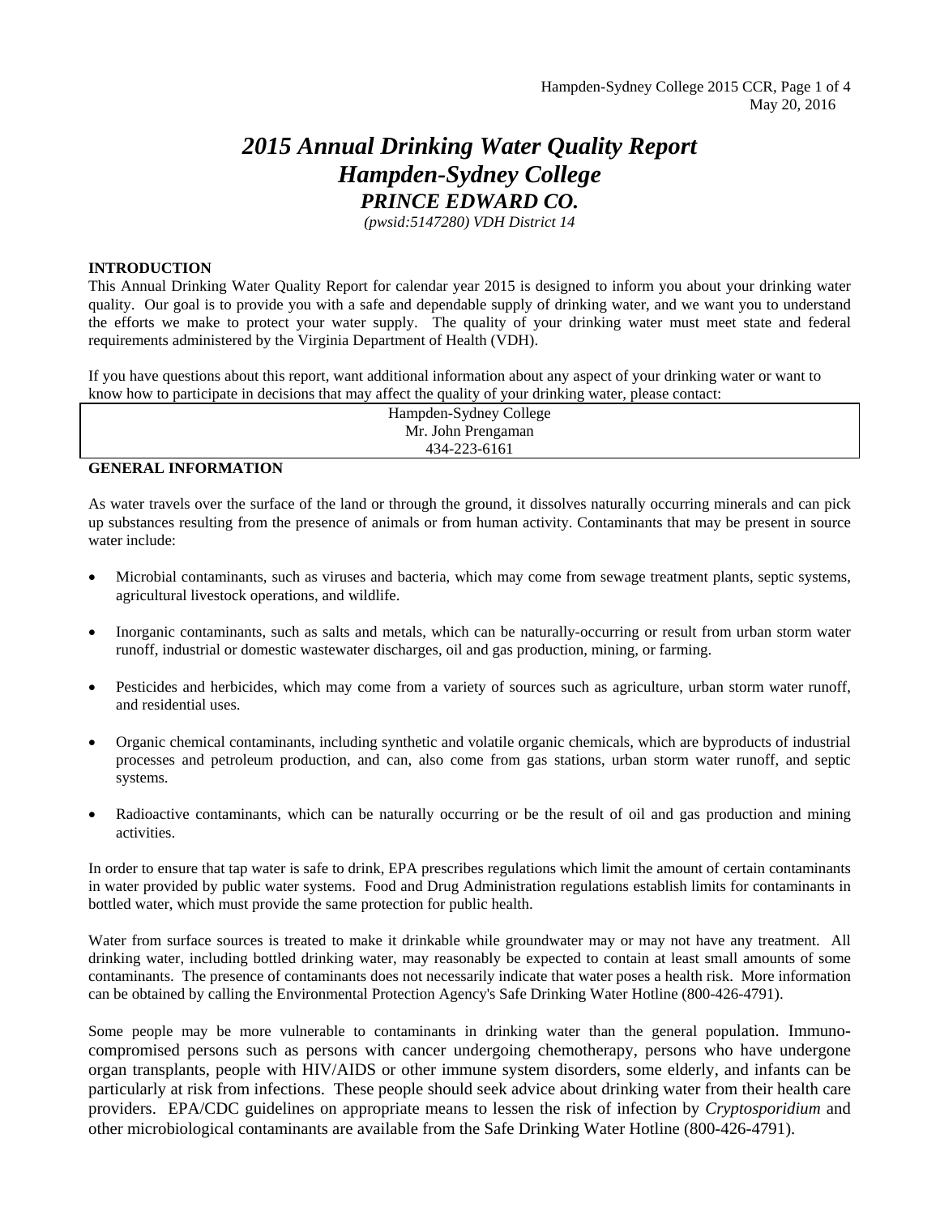# *2015 Annual Drinking Water Quality Report*
# *Hampden-Sydney College*
## *PRINCE EDWARD CO.*

*(pwsid:5147280) VDH District 14*

**INTRODUCTION**

This Annual Drinking Water Quality Report for calendar year 2015 is designed to inform you about your drinking water quality. Our goal is to provide you with a safe and dependable supply of drinking water, and we want you to understand the efforts we make to protect your water supply. The quality of your drinking water must meet state and federal requirements administered by the Virginia Department of Health (VDH).

If you have questions about this report, want additional information about any aspect of your drinking water or want to know how to participate in decisions that may affect the quality of your drinking water, please contact:

| Hampden-Sydney College<br>Mr. John Prengaman<br>434-223-6161 |
|---|

**GENERAL INFORMATION**

As water travels over the surface of the land or through the ground, it dissolves naturally occurring minerals and can pick up substances resulting from the presence of animals or from human activity. Contaminants that may be present in source water include:

- Microbial contaminants, such as viruses and bacteria, which may come from sewage treatment plants, septic systems, agricultural livestock operations, and wildlife.
- Inorganic contaminants, such as salts and metals, which can be naturally-occurring or result from urban storm water runoff, industrial or domestic wastewater discharges, oil and gas production, mining, or farming.
- Pesticides and herbicides, which may come from a variety of sources such as agriculture, urban storm water runoff, and residential uses.
- Organic chemical contaminants, including synthetic and volatile organic chemicals, which are byproducts of industrial processes and petroleum production, and can, also come from gas stations, urban storm water runoff, and septic systems.
- Radioactive contaminants, which can be naturally occurring or be the result of oil and gas production and mining activities.

In order to ensure that tap water is safe to drink, EPA prescribes regulations which limit the amount of certain contaminants in water provided by public water systems. Food and Drug Administration regulations establish limits for contaminants in bottled water, which must provide the same protection for public health.

Water from surface sources is treated to make it drinkable while groundwater may or may not have any treatment. All drinking water, including bottled drinking water, may reasonably be expected to contain at least small amounts of some contaminants. The presence of contaminants does not necessarily indicate that water poses a health risk. More information can be obtained by calling the Environmental Protection Agency's Safe Drinking Water Hotline (800-426-4791).

Some people may be more vulnerable to contaminants in drinking water than the general population. Immuno-compromised persons such as persons with cancer undergoing chemotherapy, persons who have undergone organ transplants, people with HIV/AIDS or other immune system disorders, some elderly, and infants can be particularly at risk from infections. These people should seek advice about drinking water from their health care providers. EPA/CDC guidelines on appropriate means to lessen the risk of infection by *Cryptosporidium* and other microbiological contaminants are available from the Safe Drinking Water Hotline (800-426-4791).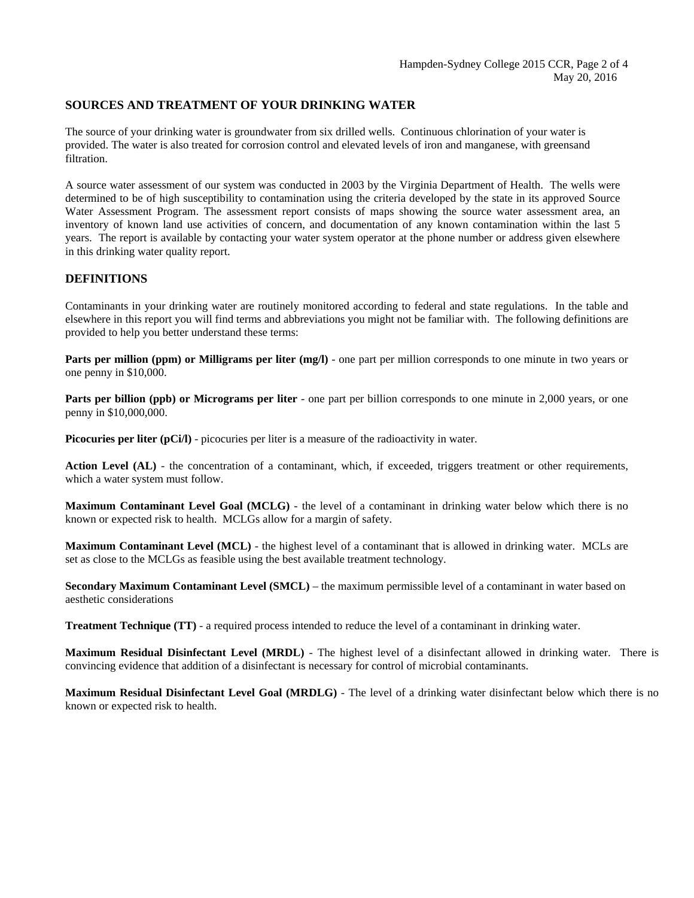## SOURCES AND TREATMENT OF YOUR DRINKING WATER

The source of your drinking water is groundwater from six drilled wells. Continuous chlorination of your water is provided. The water is also treated for corrosion control and elevated levels of iron and manganese, with greensand filtration.

A source water assessment of our system was conducted in 2003 by the Virginia Department of Health. The wells were determined to be of high susceptibility to contamination using the criteria developed by the state in its approved Source Water Assessment Program. The assessment report consists of maps showing the source water assessment area, an inventory of known land use activities of concern, and documentation of any known contamination within the last 5 years. The report is available by contacting your water system operator at the phone number or address given elsewhere in this drinking water quality report.

## DEFINITIONS

Contaminants in your drinking water are routinely monitored according to federal and state regulations. In the table and elsewhere in this report you will find terms and abbreviations you might not be familiar with. The following definitions are provided to help you better understand these terms:

**Parts per million (ppm) or Milligrams per liter (mg/l)** - one part per million corresponds to one minute in two years or one penny in $10,000.

**Parts per billion (ppb) or Micrograms per liter** - one part per billion corresponds to one minute in 2,000 years, or one penny in $10,000,000.

**Picocuries per liter (pCi/l)** - picocuries per liter is a measure of the radioactivity in water.

**Action Level (AL)** - the concentration of a contaminant, which, if exceeded, triggers treatment or other requirements, which a water system must follow.

**Maximum Contaminant Level Goal (MCLG)** - the level of a contaminant in drinking water below which there is no known or expected risk to health. MCLGs allow for a margin of safety.

**Maximum Contaminant Level (MCL)** - the highest level of a contaminant that is allowed in drinking water. MCLs are set as close to the MCLGs as feasible using the best available treatment technology.

**Secondary Maximum Contaminant Level (SMCL)** – the maximum permissible level of a contaminant in water based on aesthetic considerations

**Treatment Technique (TT)** - a required process intended to reduce the level of a contaminant in drinking water.

**Maximum Residual Disinfectant Level (MRDL)** - The highest level of a disinfectant allowed in drinking water. There is convincing evidence that addition of a disinfectant is necessary for control of microbial contaminants.

**Maximum Residual Disinfectant Level Goal (MRDLG)** - The level of a drinking water disinfectant below which there is no known or expected risk to health.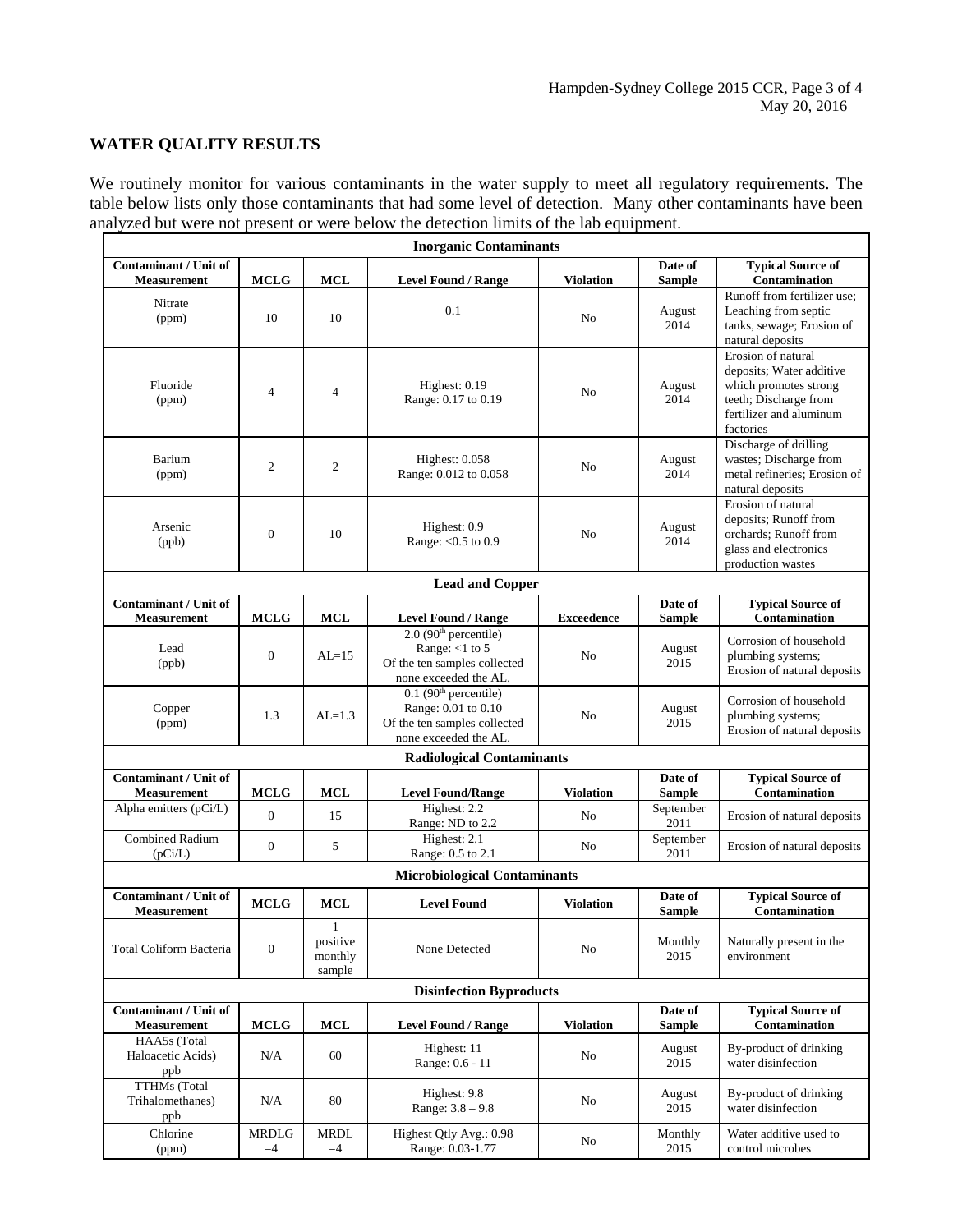## WATER QUALITY RESULTS

We routinely monitor for various contaminants in the water supply to meet all regulatory requirements. The table below lists only those contaminants that had some level of detection. Many other contaminants have been analyzed but were not present or were below the detection limits of the lab equipment.

| **Inorganic Contaminants** | | | | | | |
|---|---|---|---|---|---|---|
| **Contaminant / Unit of Measurement** | **MCLG** | **MCL** | **Level Found / Range** | **Violation** | **Date of Sample** | **Typical Source of Contamination** |
| Nitrate (ppm) | 10 | 10 | 0.1 | No | August 2014 | Runoff from fertilizer use; Leaching from septic tanks, sewage; Erosion of natural deposits |
| Fluoride (ppm) | 4 | 4 | Highest: 0.19<br>Range: 0.17 to 0.19 | No | August 2014 | Erosion of natural deposits; Water additive which promotes strong teeth; Discharge from fertilizer and aluminum factories |
| Barium (ppm) | 2 | 2 | Highest: 0.058<br>Range: 0.012 to 0.058 | No | August 2014 | Discharge of drilling wastes; Discharge from metal refineries; Erosion of natural deposits |
| Arsenic (ppb) | 0 | 10 | Highest: 0.9<br>Range: <0.5 to 0.9 | No | August 2014 | Erosion of natural deposits; Runoff from orchards; Runoff from glass and electronics production wastes |
| **Lead and Copper** | | | | | | |
| **Contaminant / Unit of Measurement** | **MCLG** | **MCL** | **Level Found / Range** | **Exceedence** | **Date of Sample** | **Typical Source of Contamination** |
| Lead (ppb) | 0 | AL=15 | 2.0 (90th percentile)<br>Range: <1 to 5<br>Of the ten samples collected none exceeded the AL. | No | August 2015 | Corrosion of household plumbing systems; Erosion of natural deposits |
| Copper (ppm) | 1.3 | AL=1.3 | 0.1 (90th percentile)<br>Range: 0.01 to 0.10<br>Of the ten samples collected none exceeded the AL. | No | August 2015 | Corrosion of household plumbing systems; Erosion of natural deposits |
| **Radiological Contaminants** | | | | | | |
| **Contaminant / Unit of Measurement** | **MCLG** | **MCL** | **Level Found/Range** | **Violation** | **Date of Sample** | **Typical Source of Contamination** |
| Alpha emitters (pCi/L) | 0 | 15 | Highest: 2.2<br>Range: ND to 2.2 | No | September 2011 | Erosion of natural deposits |
| Combined Radium (pCi/L) | 0 | 5 | Highest: 2.1<br>Range: 0.5 to 2.1 | No | September 2011 | Erosion of natural deposits |
| **Microbiological Contaminants** | | | | | | |
| **Contaminant / Unit of Measurement** | **MCLG** | **MCL** | **Level Found** | **Violation** | **Date of Sample** | **Typical Source of Contamination** |
| Total Coliform Bacteria | 0 | 1 positive monthly sample | None Detected | No | Monthly 2015 | Naturally present in the environment |
| **Disinfection Byproducts** | | | | | | |
| **Contaminant / Unit of Measurement** | **MCLG** | **MCL** | **Level Found / Range** | **Violation** | **Date of Sample** | **Typical Source of Contamination** |
| HAA5s (Total Haloacetic Acids) ppb | N/A | 60 | Highest: 11<br>Range: 0.6 - 11 | No | August 2015 | By-product of drinking water disinfection |
| TTHMs (Total Trihalomethanes) ppb | N/A | 80 | Highest: 9.8<br>Range: 3.8 – 9.8 | No | August 2015 | By-product of drinking water disinfection |
| Chlorine (ppm) | MRDLG =4 | MRDL =4 | Highest Qtly Avg.: 0.98<br>Range: 0.03-1.77 | No | Monthly 2015 | Water additive used to control microbes |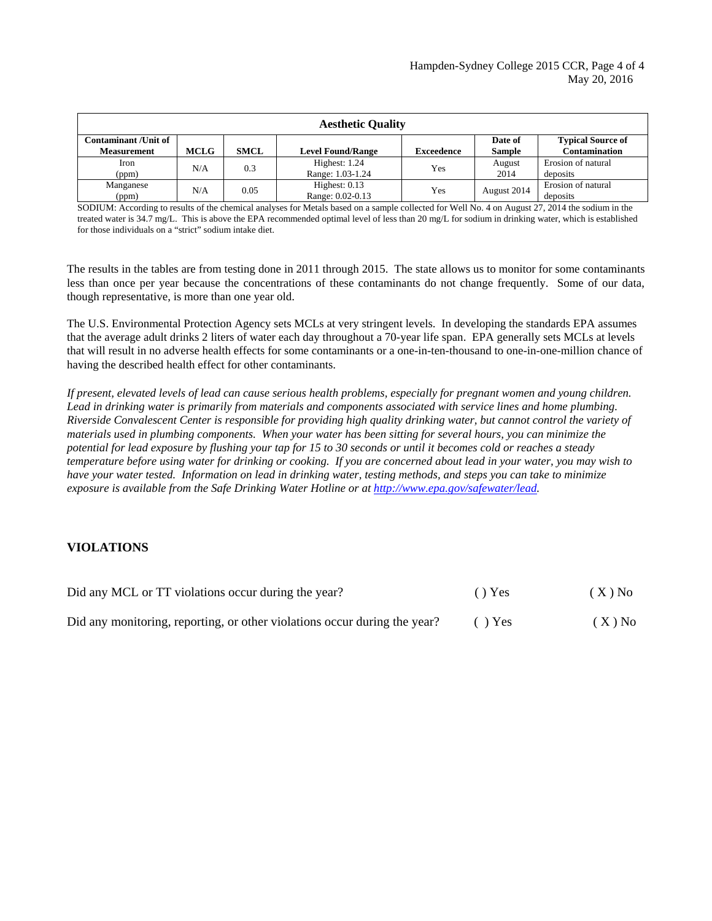| Aesthetic Quality | | | | | | |
|---|---|---|---|---|---|---|
| **Contaminant /Unit of Measurement** | **MCLG** | **SMCL** | **Level Found/Range** | **Exceedence** | **Date of Sample** | **Typical Source of Contamination** |
| Iron (ppm) | N/A | 0.3 | Highest: 1.24 Range: 1.03-1.24 | Yes | August 2014 | Erosion of natural deposits |
| Manganese (ppm) | N/A | 0.05 | Highest: 0.13 Range: 0.02-0.13 | Yes | August 2014 | Erosion of natural deposits |

SODIUM: According to results of the chemical analyses for Metals based on a sample collected for Well No. 4 on August 27, 2014 the sodium in the treated water is 34.7 mg/L. This is above the EPA recommended optimal level of less than 20 mg/L for sodium in drinking water, which is established for those individuals on a "strict" sodium intake diet.

The results in the tables are from testing done in 2011 through 2015. The state allows us to monitor for some contaminants less than once per year because the concentrations of these contaminants do not change frequently. Some of our data, though representative, is more than one year old.

The U.S. Environmental Protection Agency sets MCLs at very stringent levels. In developing the standards EPA assumes that the average adult drinks 2 liters of water each day throughout a 70-year life span. EPA generally sets MCLs at levels that will result in no adverse health effects for some contaminants or a one-in-ten-thousand to one-in-one-million chance of having the described health effect for other contaminants.

*If present, elevated levels of lead can cause serious health problems, especially for pregnant women and young children. Lead in drinking water is primarily from materials and components associated with service lines and home plumbing. Riverside Convalescent Center is responsible for providing high quality drinking water, but cannot control the variety of materials used in plumbing components. When your water has been sitting for several hours, you can minimize the potential for lead exposure by flushing your tap for 15 to 30 seconds or until it becomes cold or reaches a steady temperature before using water for drinking or cooking. If you are concerned about lead in your water, you may wish to have your water tested. Information on lead in drinking water, testing methods, and steps you can take to minimize exposure is available from the Safe Drinking Water Hotline or at [http://www.epa.gov/safewater/lead](http://www.epa.gov/safewater/lead).*

## VIOLATIONS

Did any MCL or TT violations occur during the year? ( ) Yes ( X ) No

Did any monitoring, reporting, or other violations occur during the year? ( ) Yes ( X ) No